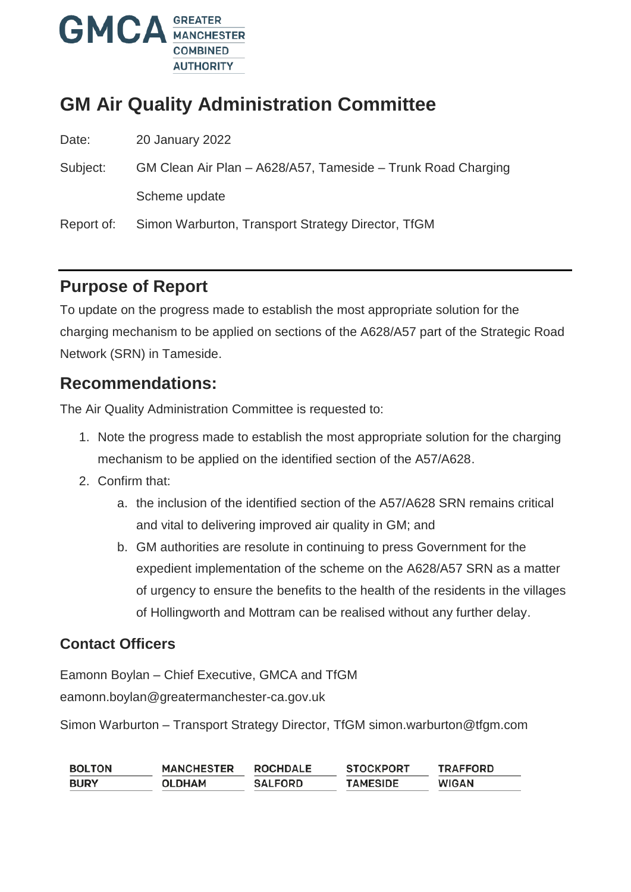GMCA GREATER MANCHESTER COMBINED AUTHORITY

# GM Air Quality Administration Committee

Date: 20 January 2022

Subject: GM Clean Air Plan – A628/A57, Tameside – Trunk Road Charging Scheme update

Report of: Simon Warburton, Transport Strategy Director, TfGM

## Purpose of Report

To update on the progress made to establish the most appropriate solution for the charging mechanism to be applied on sections of the A628/A57 part of the Strategic Road Network (SRN) in Tameside.

## Recommendations:

The Air Quality Administration Committee is requested to:

1. Note the progress made to establish the most appropriate solution for the charging mechanism to be applied on the identified section of the A57/A628.
2. Confirm that:
    a. the inclusion of the identified section of the A57/A628 SRN remains critical and vital to delivering improved air quality in GM; and
    b. GM authorities are resolute in continuing to press Government for the expedient implementation of the scheme on the A628/A57 SRN as a matter of urgency to ensure the benefits to the health of the residents in the villages of Hollingworth and Mottram can be realised without any further delay.

## Contact Officers

Eamonn Boylan – Chief Executive, GMCA and TfGM
eamonn.boylan@greatermanchester-ca.gov.uk

Simon Warburton – Transport Strategy Director, TfGM simon.warburton@tfgm.com

| BOLTON | MANCHESTER | ROCHDALE | STOCKPORT | TRAFFORD |
|---|---|---|---|---|
| BURY | OLDHAM | SALFORD | TAMESIDE | WIGAN |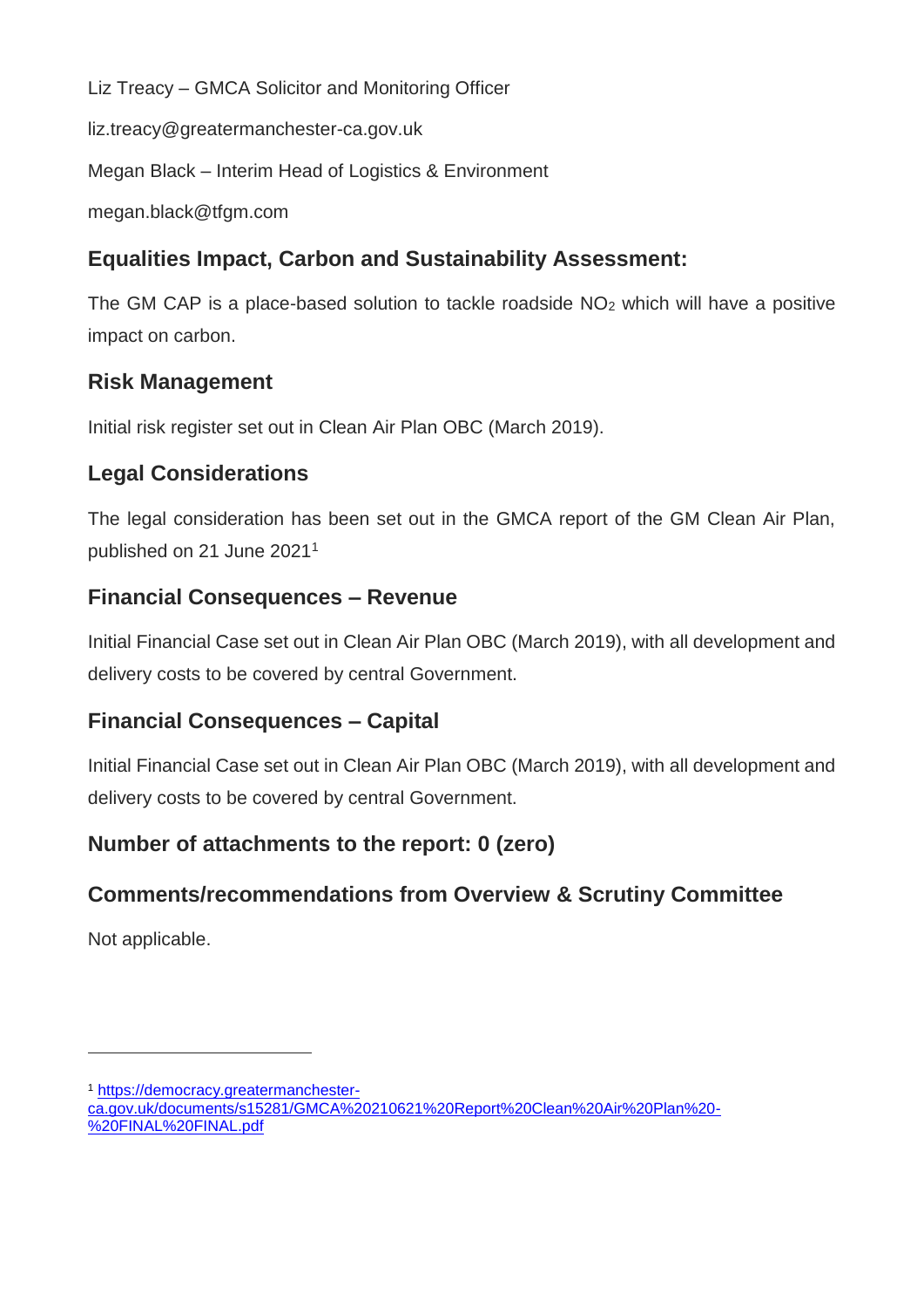Liz Treacy – GMCA Solicitor and Monitoring Officer

liz.treacy@greatermanchester-ca.gov.uk

Megan Black – Interim Head of Logistics & Environment

megan.black@tfgm.com

## Equalities Impact, Carbon and Sustainability Assessment:

The GM CAP is a place-based solution to tackle roadside $NO_2$ which will have a positive impact on carbon.

## Risk Management

Initial risk register set out in Clean Air Plan OBC (March 2019).

## Legal Considerations

The legal consideration has been set out in the GMCA report of the GM Clean Air Plan, published on 21 June 2021[1]

## Financial Consequences – Revenue

Initial Financial Case set out in Clean Air Plan OBC (March 2019), with all development and delivery costs to be covered by central Government.

## Financial Consequences – Capital

Initial Financial Case set out in Clean Air Plan OBC (March 2019), with all development and delivery costs to be covered by central Government.

## Number of attachments to the report: 0 (zero)

## Comments/recommendations from Overview & Scrutiny Committee

Not applicable.

---

[1] https://democracy.greatermanchester-ca.gov.uk/documents/s15281/GMCA%2020210621%20Report%20Clean%20Air%20Plan%20-%20FINAL%20FINAL.pdf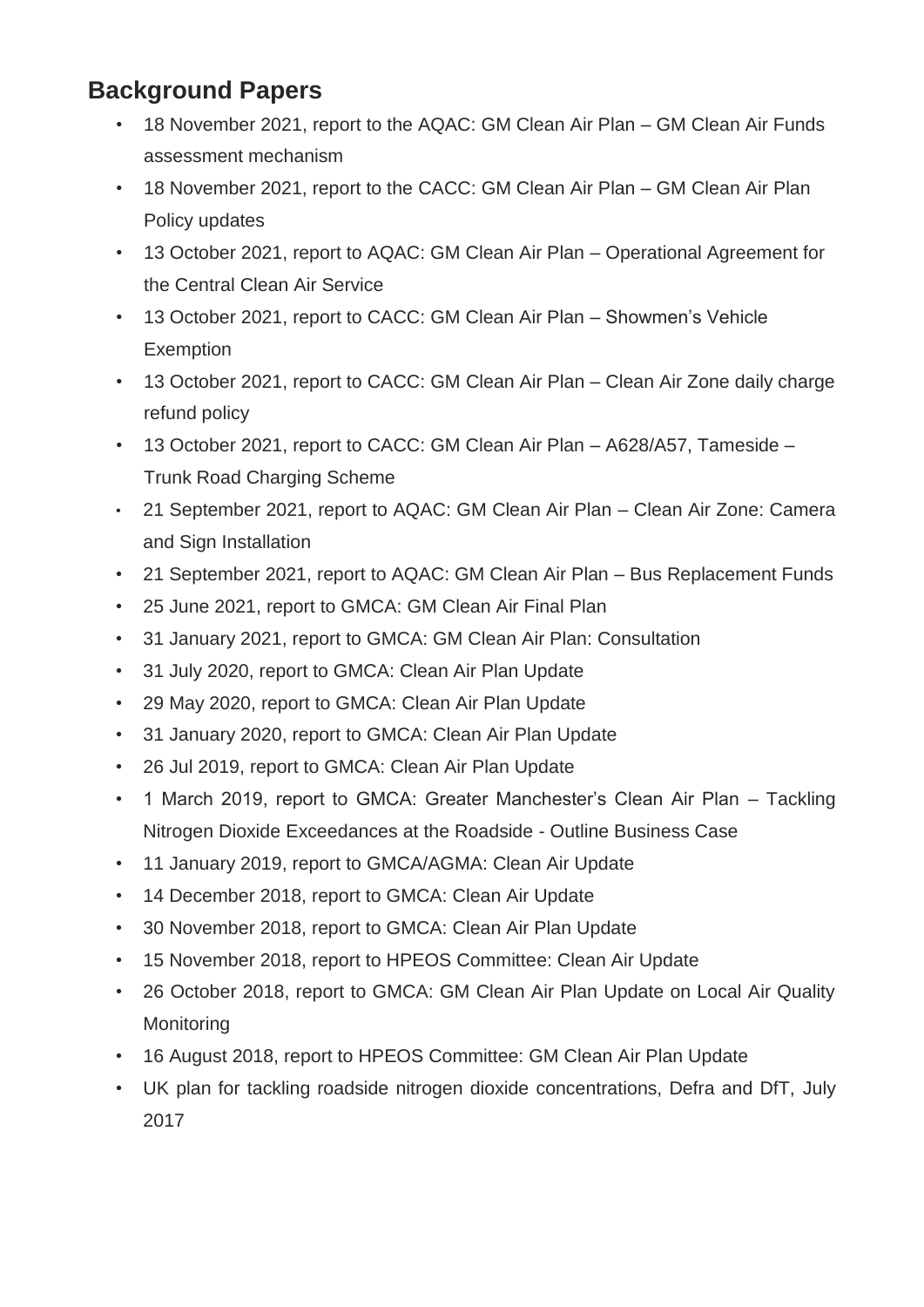## Background Papers

- 18 November 2021, report to the AQAC: GM Clean Air Plan – GM Clean Air Funds assessment mechanism
- 18 November 2021, report to the CACC: GM Clean Air Plan – GM Clean Air Plan Policy updates
- 13 October 2021, report to AQAC: GM Clean Air Plan – Operational Agreement for the Central Clean Air Service
- 13 October 2021, report to CACC: GM Clean Air Plan – Showmen's Vehicle Exemption
- 13 October 2021, report to CACC: GM Clean Air Plan – Clean Air Zone daily charge refund policy
- 13 October 2021, report to CACC: GM Clean Air Plan – A628/A57, Tameside – Trunk Road Charging Scheme
- 21 September 2021, report to AQAC: GM Clean Air Plan – Clean Air Zone: Camera and Sign Installation
- 21 September 2021, report to AQAC: GM Clean Air Plan – Bus Replacement Funds
- 25 June 2021, report to GMCA: GM Clean Air Final Plan
- 31 January 2021, report to GMCA: GM Clean Air Plan: Consultation
- 31 July 2020, report to GMCA: Clean Air Plan Update
- 29 May 2020, report to GMCA: Clean Air Plan Update
- 31 January 2020, report to GMCA: Clean Air Plan Update
- 26 Jul 2019, report to GMCA: Clean Air Plan Update
- 1 March 2019, report to GMCA: Greater Manchester's Clean Air Plan – Tackling Nitrogen Dioxide Exceedances at the Roadside - Outline Business Case
- 11 January 2019, report to GMCA/AGMA: Clean Air Update
- 14 December 2018, report to GMCA: Clean Air Update
- 30 November 2018, report to GMCA: Clean Air Plan Update
- 15 November 2018, report to HPEOS Committee: Clean Air Update
- 26 October 2018, report to GMCA: GM Clean Air Plan Update on Local Air Quality Monitoring
- 16 August 2018, report to HPEOS Committee: GM Clean Air Plan Update
- UK plan for tackling roadside nitrogen dioxide concentrations, Defra and DfT, July 2017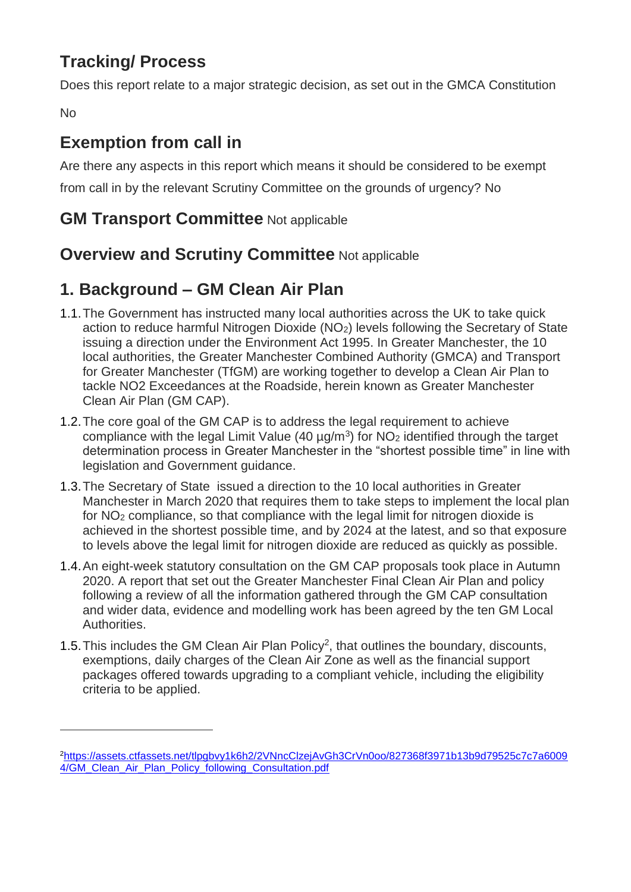## Tracking/ Process

Does this report relate to a major strategic decision, as set out in the GMCA Constitution

No

## Exemption from call in

Are there any aspects in this report which means it should be considered to be exempt from call in by the relevant Scrutiny Committee on the grounds of urgency? No

## GM Transport Committee Not applicable

## Overview and Scrutiny Committee Not applicable

## 1. Background – GM Clean Air Plan

1.1. The Government has instructed many local authorities across the UK to take quick action to reduce harmful Nitrogen Dioxide ($NO_2$) levels following the Secretary of State issuing a direction under the Environment Act 1995. In Greater Manchester, the 10 local authorities, the Greater Manchester Combined Authority (GMCA) and Transport for Greater Manchester (TfGM) are working together to develop a Clean Air Plan to tackle NO2 Exceedances at the Roadside, herein known as Greater Manchester Clean Air Plan (GM CAP).

1.2. The core goal of the GM CAP is to address the legal requirement to achieve compliance with the legal Limit Value (40 $\mu g/m^3$) for $NO_2$ identified through the target determination process in Greater Manchester in the "shortest possible time" in line with legislation and Government guidance.

1.3. The Secretary of State issued a direction to the 10 local authorities in Greater Manchester in March 2020 that requires them to take steps to implement the local plan for $NO_2$ compliance, so that compliance with the legal limit for nitrogen dioxide is achieved in the shortest possible time, and by 2024 at the latest, and so that exposure to levels above the legal limit for nitrogen dioxide are reduced as quickly as possible.

1.4. An eight-week statutory consultation on the GM CAP proposals took place in Autumn 2020. A report that set out the Greater Manchester Final Clean Air Plan and policy following a review of all the information gathered through the GM CAP consultation and wider data, evidence and modelling work has been agreed by the ten GM Local Authorities.

1.5. This includes the GM Clean Air Plan Policy[2], that outlines the boundary, discounts, exemptions, daily charges of the Clean Air Zone as well as the financial support packages offered towards upgrading to a compliant vehicle, including the eligibility criteria to be applied.

---

[2] https://assets.ctfassets.net/tlpgbvy1k6h2/2VNncClzejAvGh3CrVn0oo/827368f3971b13b9d79525c7c7a60094/GM_Clean_Air_Plan_Policy_following_Consultation.pdf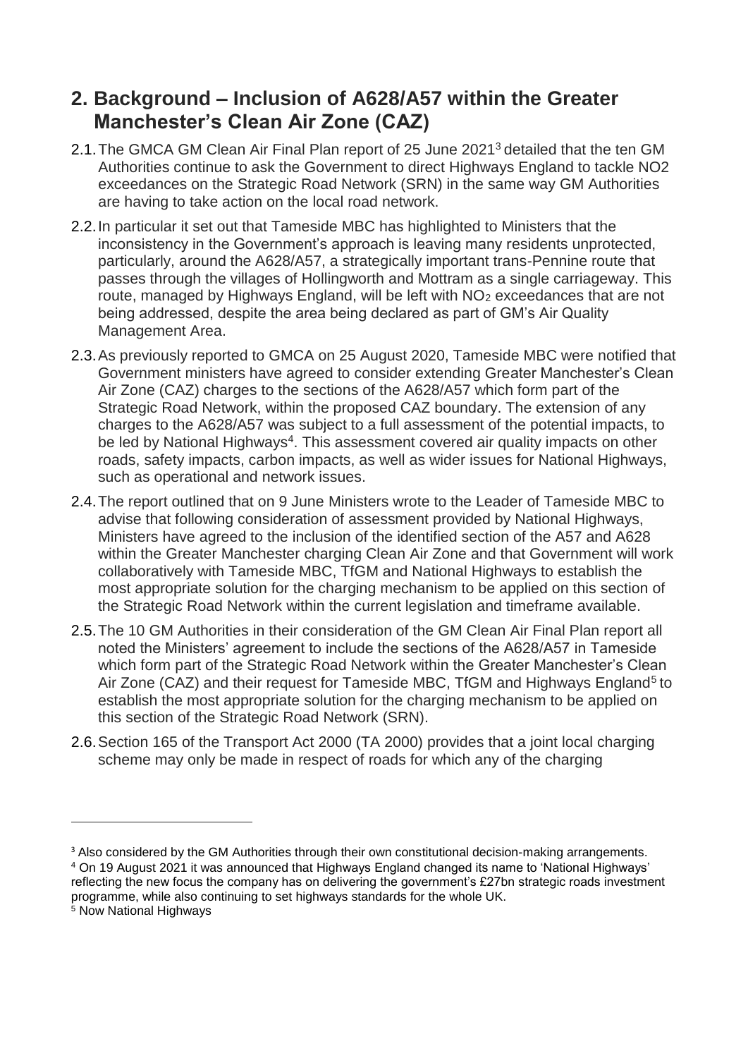## 2. Background – Inclusion of A628/A57 within the Greater Manchester's Clean Air Zone (CAZ)

2.1. The GMCA GM Clean Air Final Plan report of 25 June 2021[3] detailed that the ten GM Authorities continue to ask the Government to direct Highways England to tackle NO2 exceedances on the Strategic Road Network (SRN) in the same way GM Authorities are having to take action on the local road network.

2.2. In particular it set out that Tameside MBC has highlighted to Ministers that the inconsistency in the Government's approach is leaving many residents unprotected, particularly, around the A628/A57, a strategically important trans-Pennine route that passes through the villages of Hollingworth and Mottram as a single carriageway. This route, managed by Highways England, will be left with $NO_2$ exceedances that are not being addressed, despite the area being declared as part of GM's Air Quality Management Area.

2.3. As previously reported to GMCA on 25 August 2020, Tameside MBC were notified that Government ministers have agreed to consider extending Greater Manchester's Clean Air Zone (CAZ) charges to the sections of the A628/A57 which form part of the Strategic Road Network, within the proposed CAZ boundary. The extension of any charges to the A628/A57 was subject to a full assessment of the potential impacts, to be led by National Highways[4]. This assessment covered air quality impacts on other roads, safety impacts, carbon impacts, as well as wider issues for National Highways, such as operational and network issues.

2.4. The report outlined that on 9 June Ministers wrote to the Leader of Tameside MBC to advise that following consideration of assessment provided by National Highways, Ministers have agreed to the inclusion of the identified section of the A57 and A628 within the Greater Manchester charging Clean Air Zone and that Government will work collaboratively with Tameside MBC, TfGM and National Highways to establish the most appropriate solution for the charging mechanism to be applied on this section of the Strategic Road Network within the current legislation and timeframe available.

2.5. The 10 GM Authorities in their consideration of the GM Clean Air Final Plan report all noted the Ministers' agreement to include the sections of the A628/A57 in Tameside which form part of the Strategic Road Network within the Greater Manchester's Clean Air Zone (CAZ) and their request for Tameside MBC, TfGM and Highways England[5] to establish the most appropriate solution for the charging mechanism to be applied on this section of the Strategic Road Network (SRN).

2.6. Section 165 of the Transport Act 2000 (TA 2000) provides that a joint local charging scheme may only be made in respect of roads for which any of the charging

---

[3] Also considered by the GM Authorities through their own constitutional decision-making arrangements.

[4] On 19 August 2021 it was announced that Highways England changed its name to 'National Highways' reflecting the new focus the company has on delivering the government's £27bn strategic roads investment programme, while also continuing to set highways standards for the whole UK.

[5] Now National Highways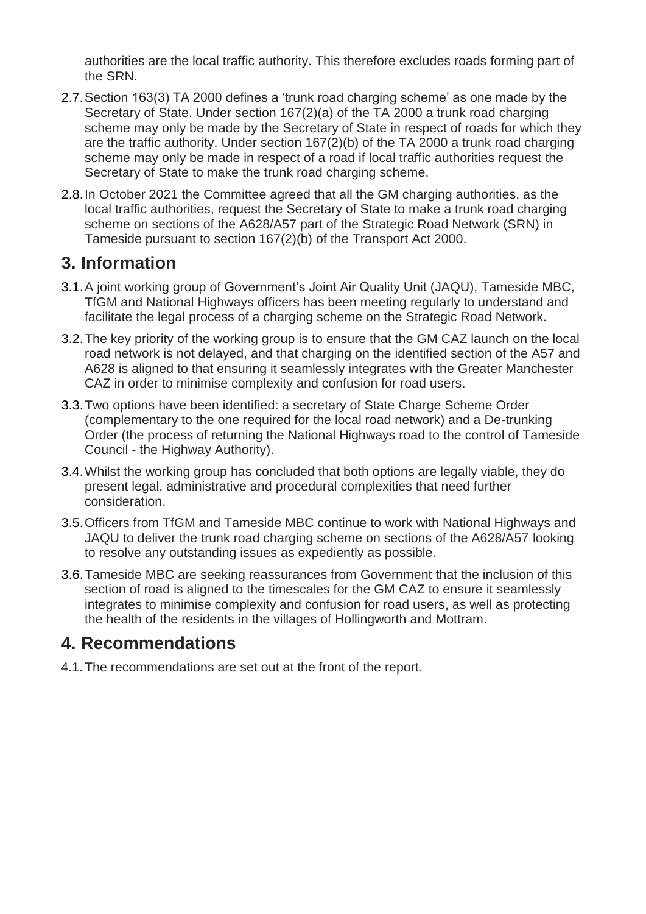authorities are the local traffic authority. This therefore excludes roads forming part of the SRN.

2.7. Section 163(3) TA 2000 defines a 'trunk road charging scheme' as one made by the Secretary of State. Under section 167(2)(a) of the TA 2000 a trunk road charging scheme may only be made by the Secretary of State in respect of roads for which they are the traffic authority. Under section 167(2)(b) of the TA 2000 a trunk road charging scheme may only be made in respect of a road if local traffic authorities request the Secretary of State to make the trunk road charging scheme.

2.8. In October 2021 the Committee agreed that all the GM charging authorities, as the local traffic authorities, request the Secretary of State to make a trunk road charging scheme on sections of the A628/A57 part of the Strategic Road Network (SRN) in Tameside pursuant to section 167(2)(b) of the Transport Act 2000.

## 3. Information

3.1. A joint working group of Government's Joint Air Quality Unit (JAQU), Tameside MBC, TfGM and National Highways officers has been meeting regularly to understand and facilitate the legal process of a charging scheme on the Strategic Road Network.

3.2. The key priority of the working group is to ensure that the GM CAZ launch on the local road network is not delayed, and that charging on the identified section of the A57 and A628 is aligned to that ensuring it seamlessly integrates with the Greater Manchester CAZ in order to minimise complexity and confusion for road users.

3.3. Two options have been identified: a secretary of State Charge Scheme Order (complementary to the one required for the local road network) and a De-trunking Order (the process of returning the National Highways road to the control of Tameside Council - the Highway Authority).

3.4. Whilst the working group has concluded that both options are legally viable, they do present legal, administrative and procedural complexities that need further consideration.

3.5. Officers from TfGM and Tameside MBC continue to work with National Highways and JAQU to deliver the trunk road charging scheme on sections of the A628/A57 looking to resolve any outstanding issues as expediently as possible.

3.6. Tameside MBC are seeking reassurances from Government that the inclusion of this section of road is aligned to the timescales for the GM CAZ to ensure it seamlessly integrates to minimise complexity and confusion for road users, as well as protecting the health of the residents in the villages of Hollingworth and Mottram.

## 4. Recommendations

4.1. The recommendations are set out at the front of the report.